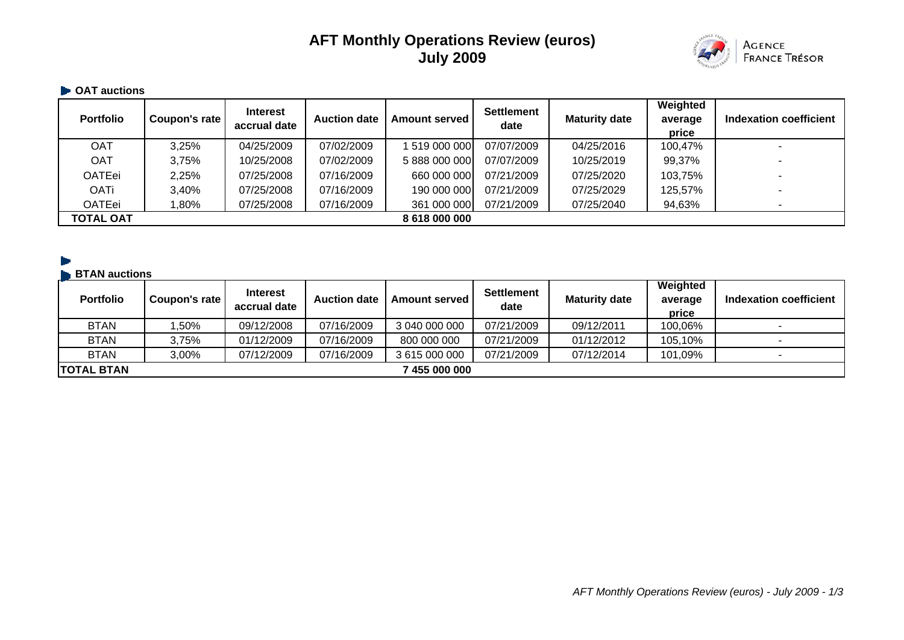# AFT Monthly Operations Review (euros)
# July 2009

AGENCE FRANCE TRÉSOR

## OAT auctions

| Portfolio | Coupon's rate | Interest accrual date | Auction date | Amount served | Settlement date | Maturity date | Weighted average price | Indexation coefficient |
|---|---|---|---|---|---|---|---|---|
| OAT | 3,25% | 04/25/2009 | 07/02/2009 | 1 519 000 000 | 07/07/2009 | 04/25/2016 | 100,47% | - |
| OAT | 3,75% | 10/25/2008 | 07/02/2009 | 5 888 000 000 | 07/07/2009 | 10/25/2019 | 99,37% | - |
| OATEei | 2,25% | 07/25/2008 | 07/16/2009 | 660 000 000 | 07/21/2009 | 07/25/2020 | 103,75% | - |
| OATi | 3,40% | 07/25/2008 | 07/16/2009 | 190 000 000 | 07/21/2009 | 07/25/2029 | 125,57% | - |
| OATEei | 1,80% | 07/25/2008 | 07/16/2009 | 361 000 000 | 07/21/2009 | 07/25/2040 | 94,63% | - |
| **TOTAL OAT** | | | | **8 618 000 000** | | | | |

## BTAN auctions

| Portfolio | Coupon's rate | Interest accrual date | Auction date | Amount served | Settlement date | Maturity date | Weighted average price | Indexation coefficient |
|---|---|---|---|---|---|---|---|---|
| BTAN | 1,50% | 09/12/2008 | 07/16/2009 | 3 040 000 000 | 07/21/2009 | 09/12/2011 | 100,06% | - |
| BTAN | 3,75% | 01/12/2009 | 07/16/2009 | 800 000 000 | 07/21/2009 | 01/12/2012 | 105,10% | - |
| BTAN | 3,00% | 07/12/2009 | 07/16/2009 | 3 615 000 000 | 07/21/2009 | 07/12/2014 | 101,09% | - |
| **TOTAL BTAN** | | | | **7 455 000 000** | | | | |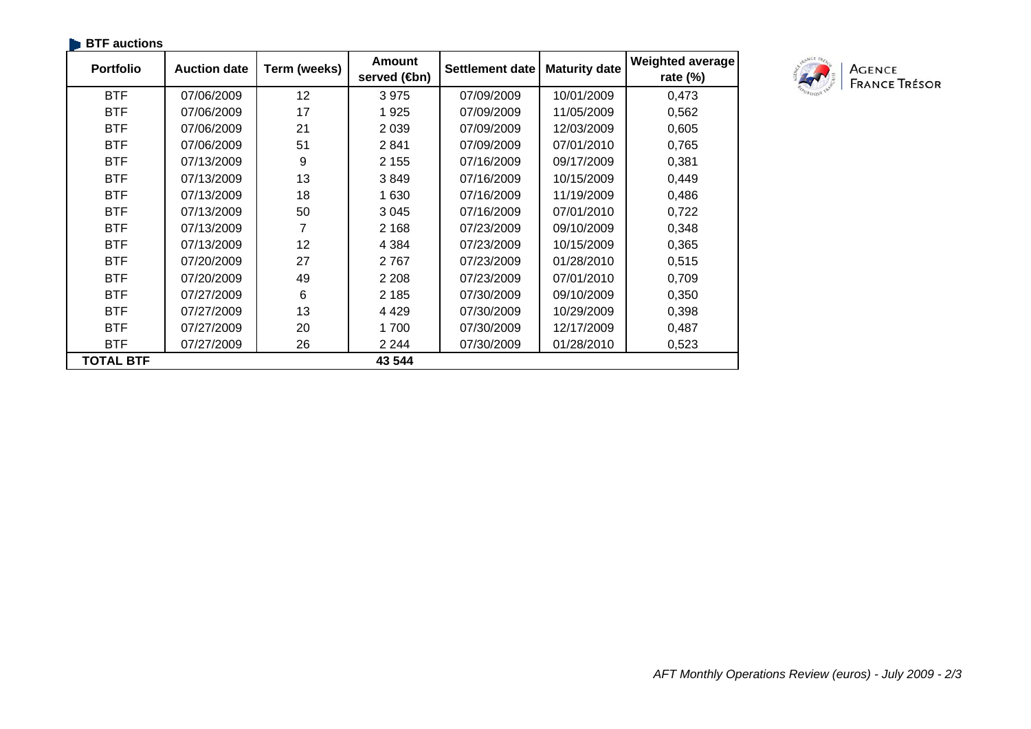## BTF auctions

| Portfolio | Auction date | Term (weeks) | Amount served (€bn) | Settlement date | Maturity date | Weighted average rate (%) |
|---|---|---|---|---|---|---|
| BTF | 07/06/2009 | 12 | 3 975 | 07/09/2009 | 10/01/2009 | 0,473 |
| BTF | 07/06/2009 | 17 | 1 925 | 07/09/2009 | 11/05/2009 | 0,562 |
| BTF | 07/06/2009 | 21 | 2 039 | 07/09/2009 | 12/03/2009 | 0,605 |
| BTF | 07/06/2009 | 51 | 2 841 | 07/09/2009 | 07/01/2010 | 0,765 |
| BTF | 07/13/2009 | 9 | 2 155 | 07/16/2009 | 09/17/2009 | 0,381 |
| BTF | 07/13/2009 | 13 | 3 849 | 07/16/2009 | 10/15/2009 | 0,449 |
| BTF | 07/13/2009 | 18 | 1 630 | 07/16/2009 | 11/19/2009 | 0,486 |
| BTF | 07/13/2009 | 50 | 3 045 | 07/16/2009 | 07/01/2010 | 0,722 |
| BTF | 07/13/2009 | 7 | 2 168 | 07/23/2009 | 09/10/2009 | 0,348 |
| BTF | 07/13/2009 | 12 | 4 384 | 07/23/2009 | 10/15/2009 | 0,365 |
| BTF | 07/20/2009 | 27 | 2 767 | 07/23/2009 | 01/28/2010 | 0,515 |
| BTF | 07/20/2009 | 49 | 2 208 | 07/23/2009 | 07/01/2010 | 0,709 |
| BTF | 07/27/2009 | 6 | 2 185 | 07/30/2009 | 09/10/2009 | 0,350 |
| BTF | 07/27/2009 | 13 | 4 429 | 07/30/2009 | 10/29/2009 | 0,398 |
| BTF | 07/27/2009 | 20 | 1 700 | 07/30/2009 | 12/17/2009 | 0,487 |
| BTF | 07/27/2009 | 26 | 2 244 | 07/30/2009 | 01/28/2010 | 0,523 |
| **TOTAL BTF** | | | **43 544** | | | |

AGENCE FRANCE TRÉSOR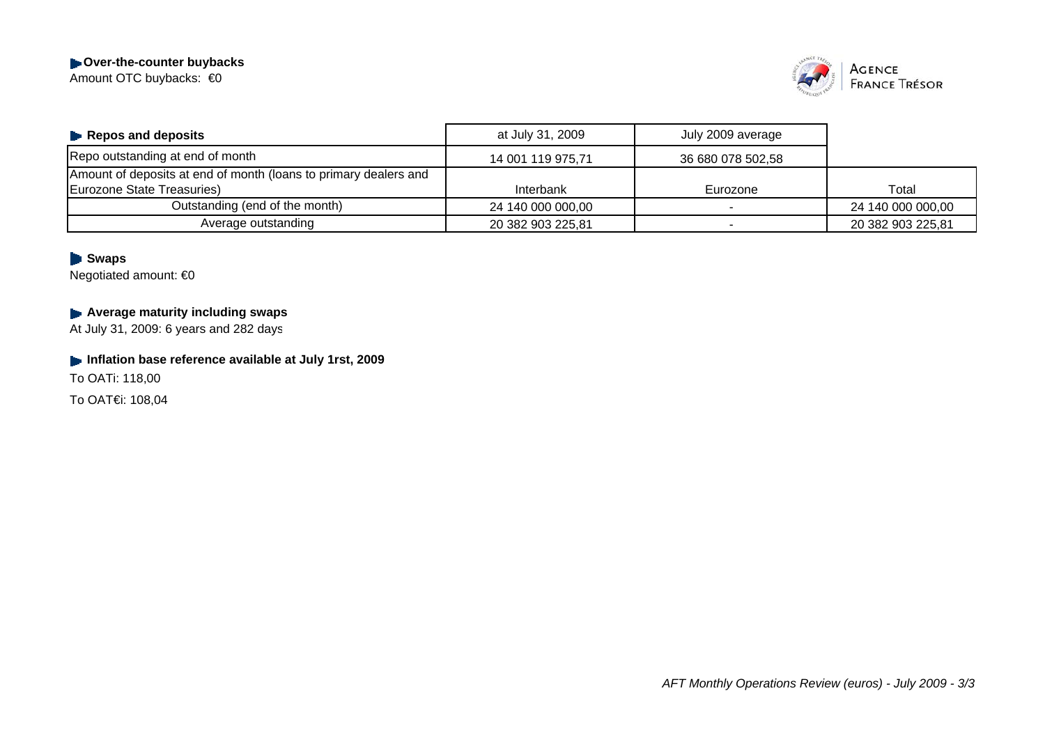### Over-the-counter buybacks

Amount OTC buybacks: €0

| Repos and deposits | at July 31, 2009 | July 2009 average | |
|---|---|---|---|
| Repo outstanding at end of month | 14 001 119 975,71 | 36 680 078 502,58 | |
| Amount of deposits at end of month (loans to primary dealers and Eurozone State Treasuries) | Interbank | Eurozone | Total |
| Outstanding (end of the month) | 24 140 000 000,00 | - | 24 140 000 000,00 |
| Average outstanding | 20 382 903 225,81 | - | 20 382 903 225,81 |

### Swaps

Negotiated amount: €0

### Average maturity including swaps

At July 31, 2009: 6 years and 282 days

### Inflation base reference available at July 1rst, 2009

To OATi: 118,00

To OAT€i: 108,04